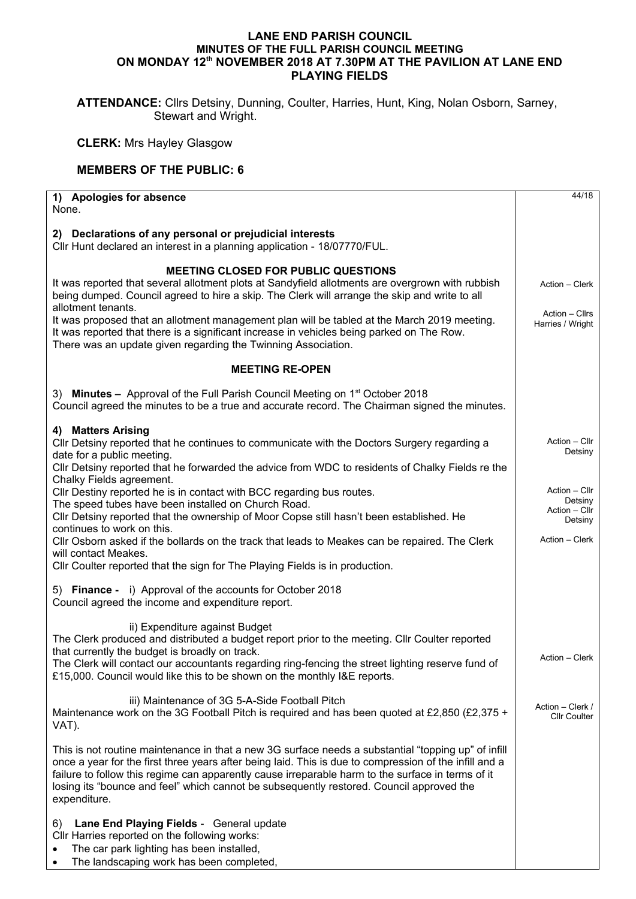# LANE END PARISH COUNCIL
## MINUTES OF THE FULL PARISH COUNCIL MEETING ON MONDAY 12th NOVEMBER 2018 AT 7.30PM AT THE PAVILION AT LANE END PLAYING FIELDS

**ATTENDANCE:** Cllrs Detsiny, Dunning, Coulter, Harries, Hunt, King, Nolan Osborn, Sarney, Stewart and Wright.

**CLERK:** Mrs Hayley Glasgow

**MEMBERS OF THE PUBLIC: 6**

| | 44/18 |
|---|---|
| **1) Apologies for absence**<br>None. | |
| **2) Declarations of any personal or prejudicial interests**<br>Cllr Hunt declared an interest in a planning application - 18/07770/FUL. | |
| **MEETING CLOSED FOR PUBLIC QUESTIONS**<br>It was reported that several allotment plots at Sandyfield allotments are overgrown with rubbish being dumped. Council agreed to hire a skip. The Clerk will arrange the skip and write to all allotment tenants.<br>It was proposed that an allotment management plan will be tabled at the March 2019 meeting.<br>It was reported that there is a significant increase in vehicles being parked on The Row.<br>There was an update given regarding the Twinning Association. | Action – Clerk<br><br>Action – Cllrs Harries / Wright |
| **MEETING RE-OPEN** | |
| 3) **Minutes –** Approval of the Full Parish Council Meeting on 1st October 2018<br>Council agreed the minutes to be a true and accurate record. The Chairman signed the minutes. | |
| **4) Matters Arising**<br>Cllr Detsiny reported that he continues to communicate with the Doctors Surgery regarding a date for a public meeting.<br>Cllr Detsiny reported that he forwarded the advice from WDC to residents of Chalky Fields re the Chalky Fields agreement.<br>Cllr Destiny reported he is in contact with BCC regarding bus routes.<br>The speed tubes have been installed on Church Road.<br>Cllr Detsiny reported that the ownership of Moor Copse still hasn't been established. He continues to work on this.<br>Cllr Osborn asked if the bollards on the track that leads to Meakes can be repaired. The Clerk will contact Meakes.<br>Cllr Coulter reported that the sign for The Playing Fields is in production. | Action – Cllr Detsiny<br><br>Action – Cllr Detsiny<br>Action – Cllr Detsiny<br><br>Action – Clerk |
| 5) **Finance -** i) Approval of the accounts for October 2018<br>Council agreed the income and expenditure report. | |
| ii) Expenditure against Budget<br>The Clerk produced and distributed a budget report prior to the meeting. Cllr Coulter reported that currently the budget is broadly on track.<br>The Clerk will contact our accountants regarding ring-fencing the street lighting reserve fund of £15,000. Council would like this to be shown on the monthly I&E reports. | Action – Clerk |
| iii) Maintenance of 3G 5-A-Side Football Pitch<br>Maintenance work on the 3G Football Pitch is required and has been quoted at £2,850 (£2,375 + VAT).<br><br>This is not routine maintenance in that a new 3G surface needs a substantial "topping up" of infill once a year for the first three years after being laid. This is due to compression of the infill and a failure to follow this regime can apparently cause irreparable harm to the surface in terms of it losing its "bounce and feel" which cannot be subsequently restored. Council approved the expenditure. | Action – Clerk / Cllr Coulter |
| 6) **Lane End Playing Fields** - General update<br>Cllr Harries reported on the following works:<br>• The car park lighting has been installed,<br>• The landscaping work has been completed, | |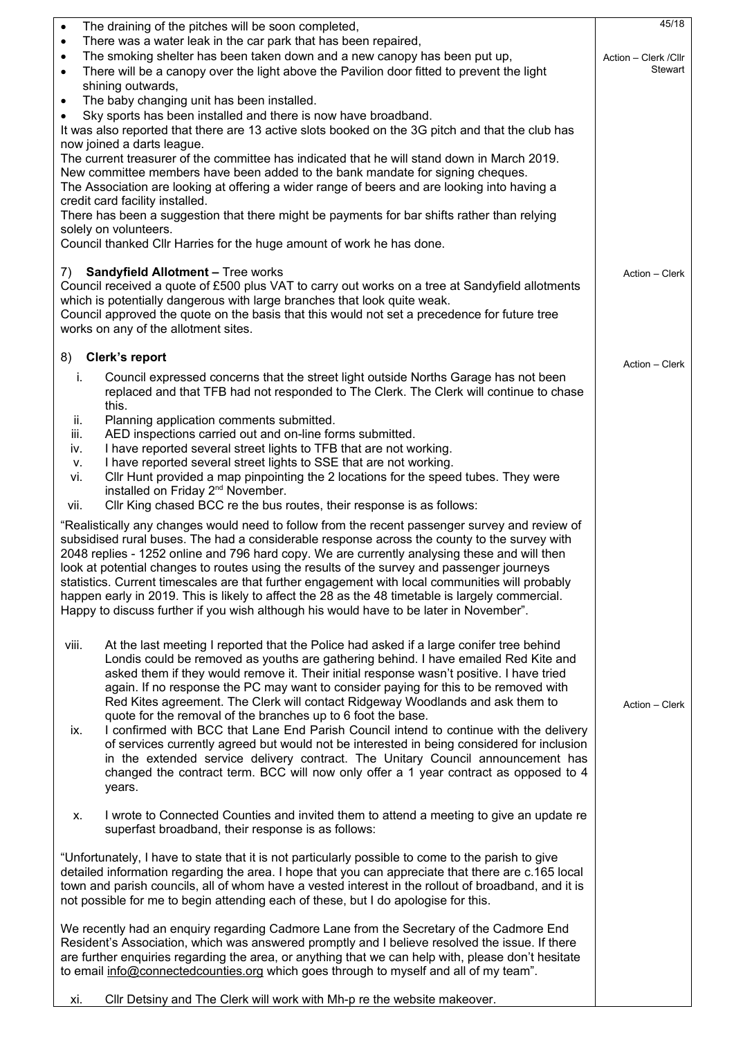- The draining of the pitches will be soon completed,
- There was a water leak in the car park that has been repaired,
- The smoking shelter has been taken down and a new canopy has been put up,
- There will be a canopy over the light above the Pavilion door fitted to prevent the light shining outwards,
- The baby changing unit has been installed.
- Sky sports has been installed and there is now have broadband.

Action – Clerk /Cllr Stewart

It was also reported that there are 13 active slots booked on the 3G pitch and that the club has now joined a darts league.

The current treasurer of the committee has indicated that he will stand down in March 2019.

New committee members have been added to the bank mandate for signing cheques.

The Association are looking at offering a wider range of beers and are looking into having a credit card facility installed.

There has been a suggestion that there might be payments for bar shifts rather than relying solely on volunteers.

Council thanked Cllr Harries for the huge amount of work he has done.

7) **Sandyfield Allotment –** Tree works

Action – Clerk

Council received a quote of £500 plus VAT to carry out works on a tree at Sandyfield allotments which is potentially dangerous with large branches that look quite weak.

Council approved the quote on the basis that this would not set a precedence for future tree works on any of the allotment sites.

8) **Clerk's report**

Action – Clerk

i. Council expressed concerns that the street light outside Norths Garage has not been replaced and that TFB had not responded to The Clerk. The Clerk will continue to chase this.
ii. Planning application comments submitted.
iii. AED inspections carried out and on-line forms submitted.
iv. I have reported several street lights to TFB that are not working.
v. I have reported several street lights to SSE that are not working.
vi. Cllr Hunt provided a map pinpointing the 2 locations for the speed tubes. They were installed on Friday 2nd November.
vii. Cllr King chased BCC re the bus routes, their response is as follows:

"Realistically any changes would need to follow from the recent passenger survey and review of subsidised rural buses. The had a considerable response across the county to the survey with 2048 replies - 1252 online and 796 hard copy. We are currently analysing these and will then look at potential changes to routes using the results of the survey and passenger journeys statistics. Current timescales are that further engagement with local communities will probably happen early in 2019. This is likely to affect the 28 as the 48 timetable is largely commercial. Happy to discuss further if you wish although his would have to be later in November".

viii. At the last meeting I reported that the Police had asked if a large conifer tree behind Londis could be removed as youths are gathering behind. I have emailed Red Kite and asked them if they would remove it. Their initial response wasn't positive. I have tried again. If no response the PC may want to consider paying for this to be removed with Red Kites agreement. The Clerk will contact Ridgeway Woodlands and ask them to quote for the removal of the branches up to 6 foot the base.

Action – Clerk

ix. I confirmed with BCC that Lane End Parish Council intend to continue with the delivery of services currently agreed but would not be interested in being considered for inclusion in the extended service delivery contract. The Unitary Council announcement has changed the contract term. BCC will now only offer a 1 year contract as opposed to 4 years.

x. I wrote to Connected Counties and invited them to attend a meeting to give an update re superfast broadband, their response is as follows:

"Unfortunately, I have to state that it is not particularly possible to come to the parish to give detailed information regarding the area. I hope that you can appreciate that there are c.165 local town and parish councils, all of whom have a vested interest in the rollout of broadband, and it is not possible for me to begin attending each of these, but I do apologise for this.

We recently had an enquiry regarding Cadmore Lane from the Secretary of the Cadmore End Resident's Association, which was answered promptly and I believe resolved the issue. If there are further enquiries regarding the area, or anything that we can help with, please don't hesitate to email info@connectedcounties.org which goes through to myself and all of my team".

xi. Cllr Detsiny and The Clerk will work with Mh-p re the website makeover.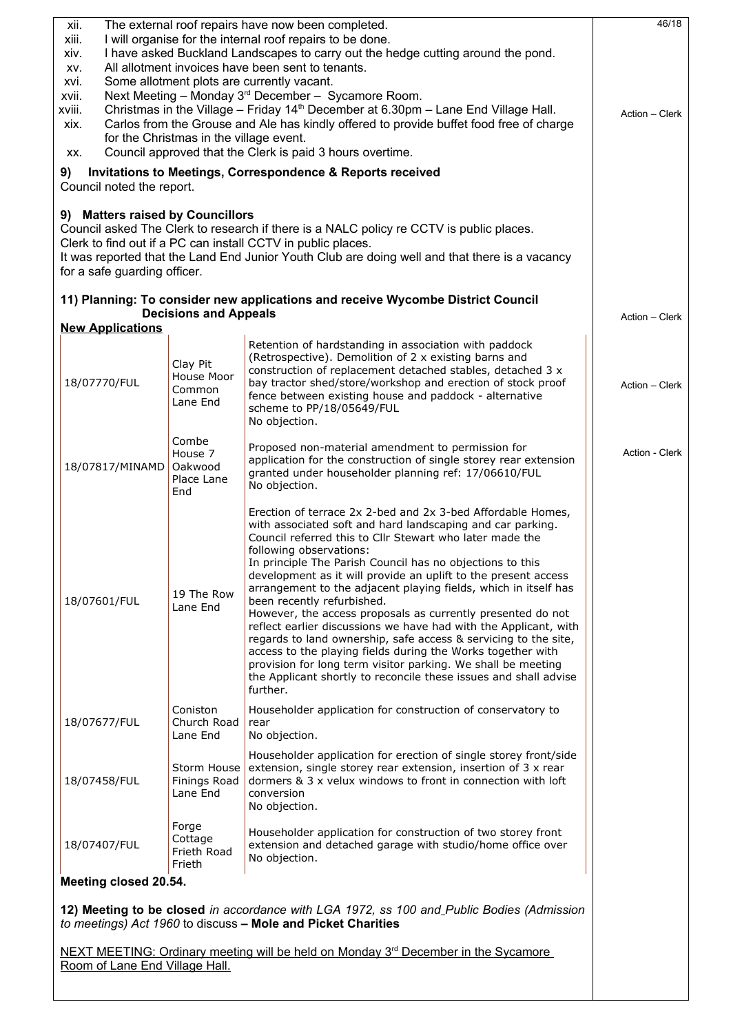xii. The external roof repairs have now been completed.
xiii. I will organise for the internal roof repairs to be done.
xiv. I have asked Buckland Landscapes to carry out the hedge cutting around the pond.
xv. All allotment invoices have been sent to tenants.
xvi. Some allotment plots are currently vacant.
xvii. Next Meeting – Monday 3rd December – Sycamore Room.
xviii. Christmas in the Village – Friday 14th December at 6.30pm – Lane End Village Hall.
xix. Carlos from the Grouse and Ale has kindly offered to provide buffet food free of charge for the Christmas in the village event.
xx. Council approved that the Clerk is paid 3 hours overtime.

Action – Clerk

**9) Invitations to Meetings, Correspondence & Reports received**

Council noted the report.

**9) Matters raised by Councillors**

Council asked The Clerk to research if there is a NALC policy re CCTV is public places.
Clerk to find out if a PC can install CCTV in public places.
It was reported that the Land End Junior Youth Club are doing well and that there is a vacancy for a safe guarding officer.

**11) Planning: To consider new applications and receive Wycombe District Council Decisions and Appeals**

Action – Clerk

**New Applications**

| | | | |
|---|---|---|---|
| 18/07770/FUL | Clay Pit House Moor Common Lane End | Retention of hardstanding in association with paddock (Retrospective). Demolition of 2 x existing barns and construction of replacement detached stables, detached 3 x bay tractor shed/store/workshop and erection of stock proof fence between existing house and paddock - alternative scheme to PP/18/05649/FUL<br>No objection. | Action – Clerk |
| 18/07817/MINAMD | Combe House 7 Oakwood Place Lane End | Proposed non-material amendment to permission for application for the construction of single storey rear extension granted under householder planning ref: 17/06610/FUL<br>No objection. | Action - Clerk |
| 18/07601/FUL | 19 The Row Lane End | Erection of terrace 2x 2-bed and 2x 3-bed Affordable Homes, with associated soft and hard landscaping and car parking.<br>Council referred this to Cllr Stewart who later made the following observations:<br>In principle The Parish Council has no objections to this development as it will provide an uplift to the present access arrangement to the adjacent playing fields, which in itself has been recently refurbished.<br>However, the access proposals as currently presented do not reflect earlier discussions we have had with the Applicant, with regards to land ownership, safe access & servicing to the site, access to the playing fields during the Works together with provision for long term visitor parking. We shall be meeting the Applicant shortly to reconcile these issues and shall advise further. | |
| 18/07677/FUL | Coniston Church Road Lane End | Householder application for construction of conservatory to rear<br>No objection. | |
| 18/07458/FUL | Storm House Finings Road Lane End | Householder application for erection of single storey front/side extension, single storey rear extension, insertion of 3 x rear dormers & 3 x velux windows to front in connection with loft conversion<br>No objection. | |
| 18/07407/FUL | Forge Cottage Frieth Road Frieth | Householder application for construction of two storey front extension and detached garage with studio/home office over<br>No objection. | |

**Meeting closed 20.54.**

**12) Meeting to be closed** *in accordance with LGA 1972, ss 100 and Public Bodies (Admission to meetings) Act 1960* to discuss **– Mole and Picket Charities**

NEXT MEETING: Ordinary meeting will be held on Monday 3rd December in the Sycamore Room of Lane End Village Hall.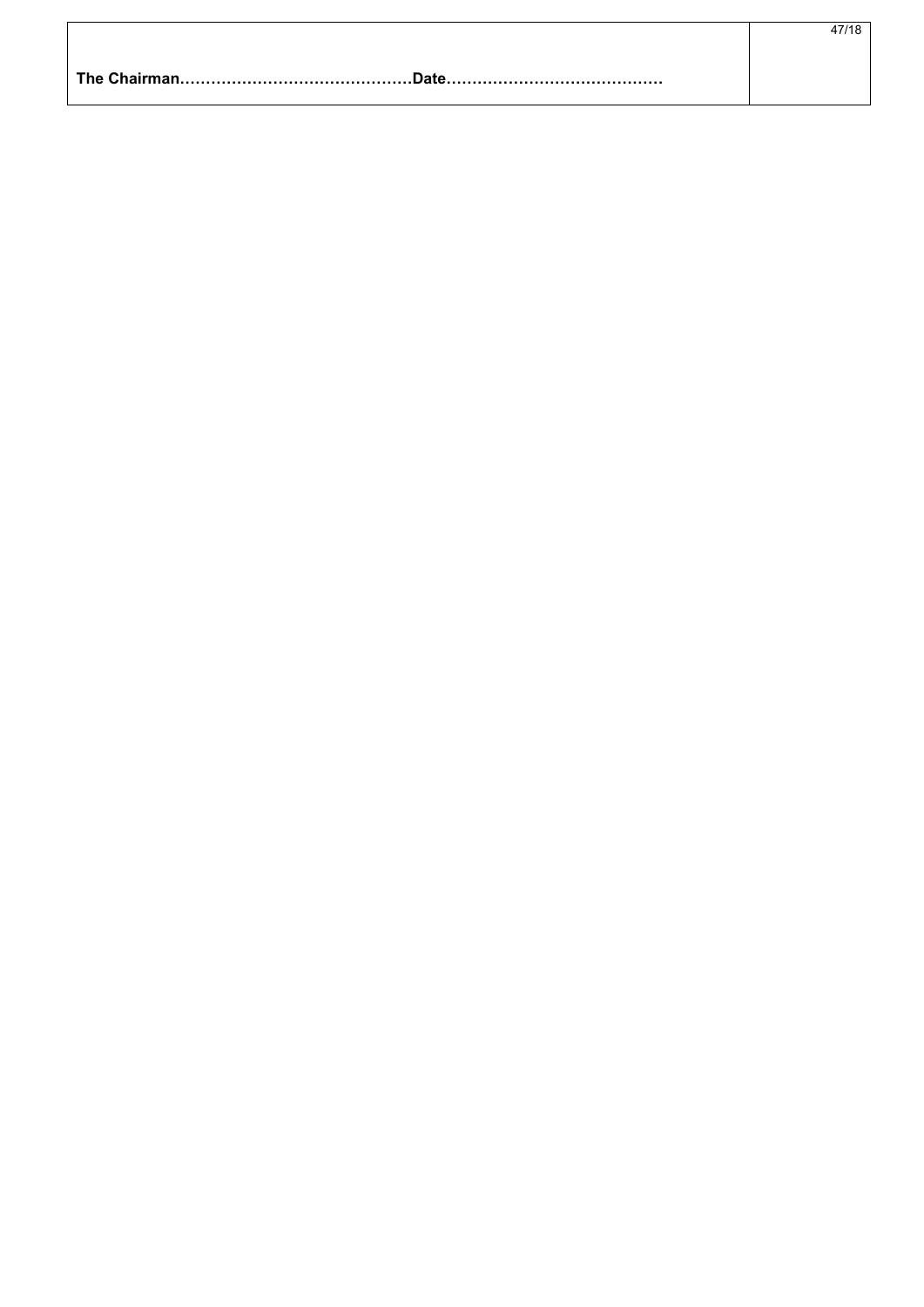| | |
|---|---|
| **The Chairman……………………………………Date……………………………………** | 47/18 |